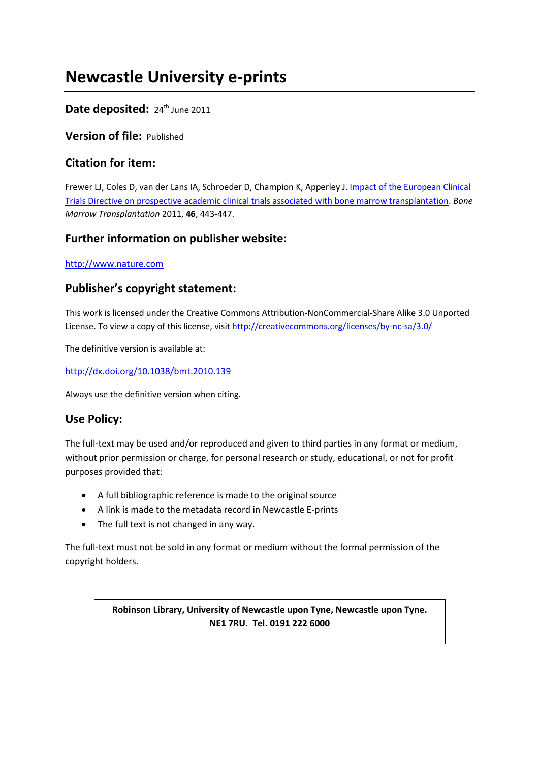# Newcastle University e-prints

**Date deposited:** 24th June 2011

**Version of file:** Published

## Citation for item:

Frewer LJ, Coles D, van der Lans IA, Schroeder D, Champion K, Apperley J. Impact of the European Clinical Trials Directive on prospective academic clinical trials associated with bone marrow transplantation. *Bone Marrow Transplantation* 2011, **46**, 443-447.

## Further information on publisher website:

http://www.nature.com

## Publisher's copyright statement:

This work is licensed under the Creative Commons Attribution-NonCommercial-Share Alike 3.0 Unported License. To view a copy of this license, visit http://creativecommons.org/licenses/by-nc-sa/3.0/

The definitive version is available at:

http://dx.doi.org/10.1038/bmt.2010.139

Always use the definitive version when citing.

## Use Policy:

The full-text may be used and/or reproduced and given to third parties in any format or medium, without prior permission or charge, for personal research or study, educational, or not for profit purposes provided that:

- A full bibliographic reference is made to the original source
- A link is made to the metadata record in Newcastle E-prints
- The full text is not changed in any way.

The full-text must not be sold in any format or medium without the formal permission of the copyright holders.

**Robinson Library, University of Newcastle upon Tyne, Newcastle upon Tyne. NE1 7RU. Tel. 0191 222 6000**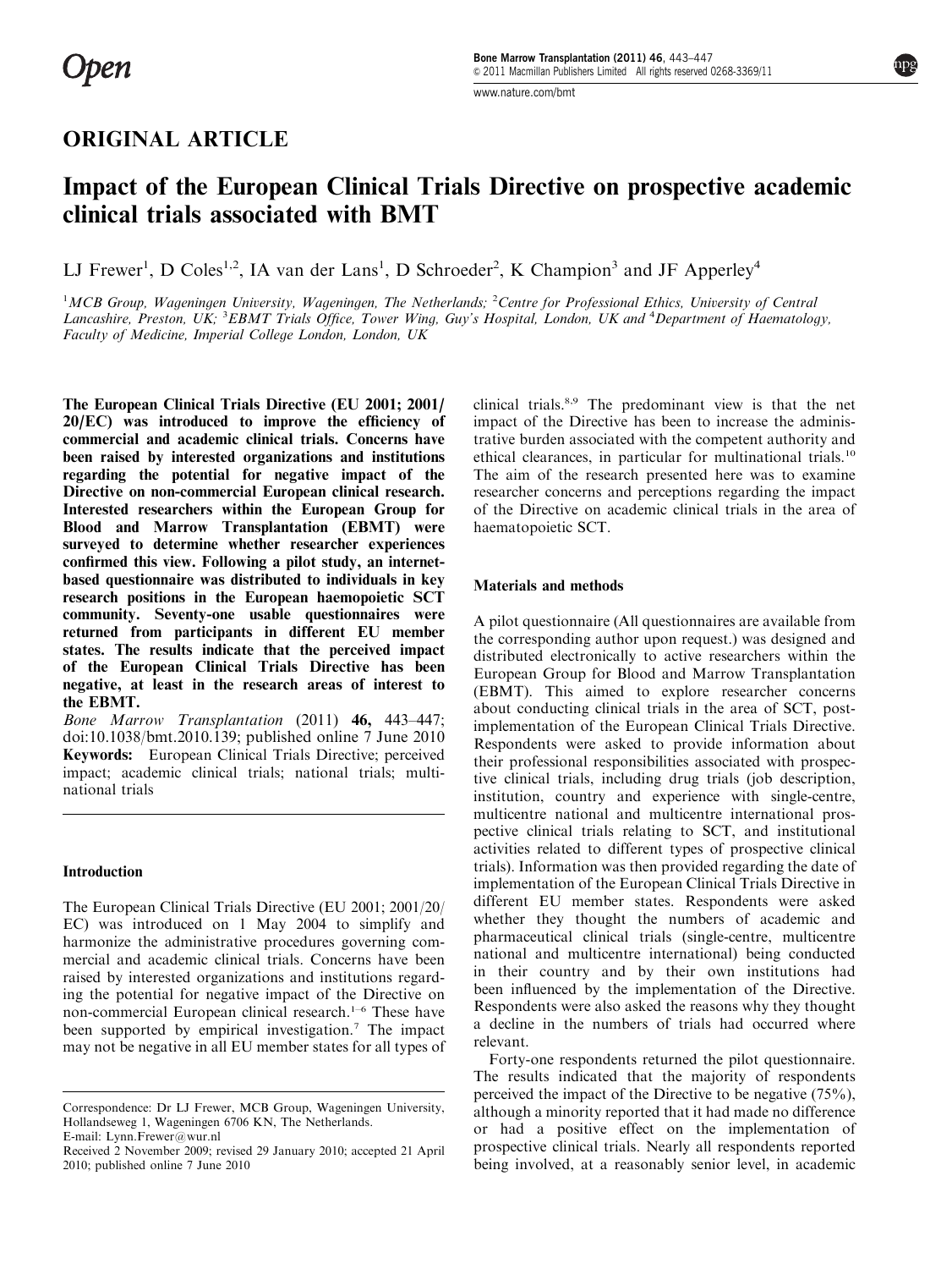# ORIGINAL ARTICLE

# Impact of the European Clinical Trials Directive on prospective academic clinical trials associated with BMT

LJ Frewer[1], D Coles[1,2], IA van der Lans[1], D Schroeder[2], K Champion[3] and JF Apperley[4]

[1]MCB Group, Wageningen University, Wageningen, The Netherlands; [2]Centre for Professional Ethics, University of Central Lancashire, Preston, UK; [3]EBMT Trials Office, Tower Wing, Guy's Hospital, London, UK and [4]Department of Haematology, Faculty of Medicine, Imperial College London, London, UK

**The European Clinical Trials Directive (EU 2001; 2001/20/EC) was introduced to improve the efficiency of commercial and academic clinical trials. Concerns have been raised by interested organizations and institutions regarding the potential for negative impact of the Directive on non-commercial European clinical research. Interested researchers within the European Group for Blood and Marrow Transplantation (EBMT) were surveyed to determine whether researcher experiences confirmed this view. Following a pilot study, an internet-based questionnaire was distributed to individuals in key research positions in the European haemopoietic SCT community. Seventy-one usable questionnaires were returned from participants in different EU member states. The results indicate that the perceived impact of the European Clinical Trials Directive has been negative, at least in the research areas of interest to the EBMT.**

*Bone Marrow Transplantation* (2011) **46,** 443–447; doi:10.1038/bmt.2010.139; published online 7 June 2010

**Keywords:** European Clinical Trials Directive; perceived impact; academic clinical trials; national trials; multinational trials

## Introduction

The European Clinical Trials Directive (EU 2001; 2001/20/EC) was introduced on 1 May 2004 to simplify and harmonize the administrative procedures governing commercial and academic clinical trials. Concerns have been raised by interested organizations and institutions regarding the potential for negative impact of the Directive on non-commercial European clinical research.[1–6] These have been supported by empirical investigation.[7] The impact may not be negative in all EU member states for all types of clinical trials.[8,9] The predominant view is that the net impact of the Directive has been to increase the administrative burden associated with the competent authority and ethical clearances, in particular for multinational trials.[10] The aim of the research presented here was to examine researcher concerns and perceptions regarding the impact of the Directive on academic clinical trials in the area of haematopoietic SCT.

## Materials and methods

A pilot questionnaire (All questionnaires are available from the corresponding author upon request.) was designed and distributed electronically to active researchers within the European Group for Blood and Marrow Transplantation (EBMT). This aimed to explore researcher concerns about conducting clinical trials in the area of SCT, post-implementation of the European Clinical Trials Directive. Respondents were asked to provide information about their professional responsibilities associated with prospective clinical trials, including drug trials (job description, institution, country and experience with single-centre, multicentre national and multicentre international prospective clinical trials relating to SCT, and institutional activities related to different types of prospective clinical trials). Information was then provided regarding the date of implementation of the European Clinical Trials Directive in different EU member states. Respondents were asked whether they thought the numbers of academic and pharmaceutical clinical trials (single-centre, multicentre national and multicentre international) being conducted in their country and by their own institutions had been influenced by the implementation of the Directive. Respondents were also asked the reasons why they thought a decline in the numbers of trials had occurred where relevant.

Forty-one respondents returned the pilot questionnaire. The results indicated that the majority of respondents perceived the impact of the Directive to be negative (75%), although a minority reported that it had made no difference or had a positive effect on the implementation of prospective clinical trials. Nearly all respondents reported being involved, at a reasonably senior level, in academic

Correspondence: Dr LJ Frewer, MCB Group, Wageningen University, Hollandseweg 1, Wageningen 6706 KN, The Netherlands.
E-mail: Lynn.Frewer@wur.nl

Received 2 November 2009; revised 29 January 2010; accepted 21 April 2010; published online 7 June 2010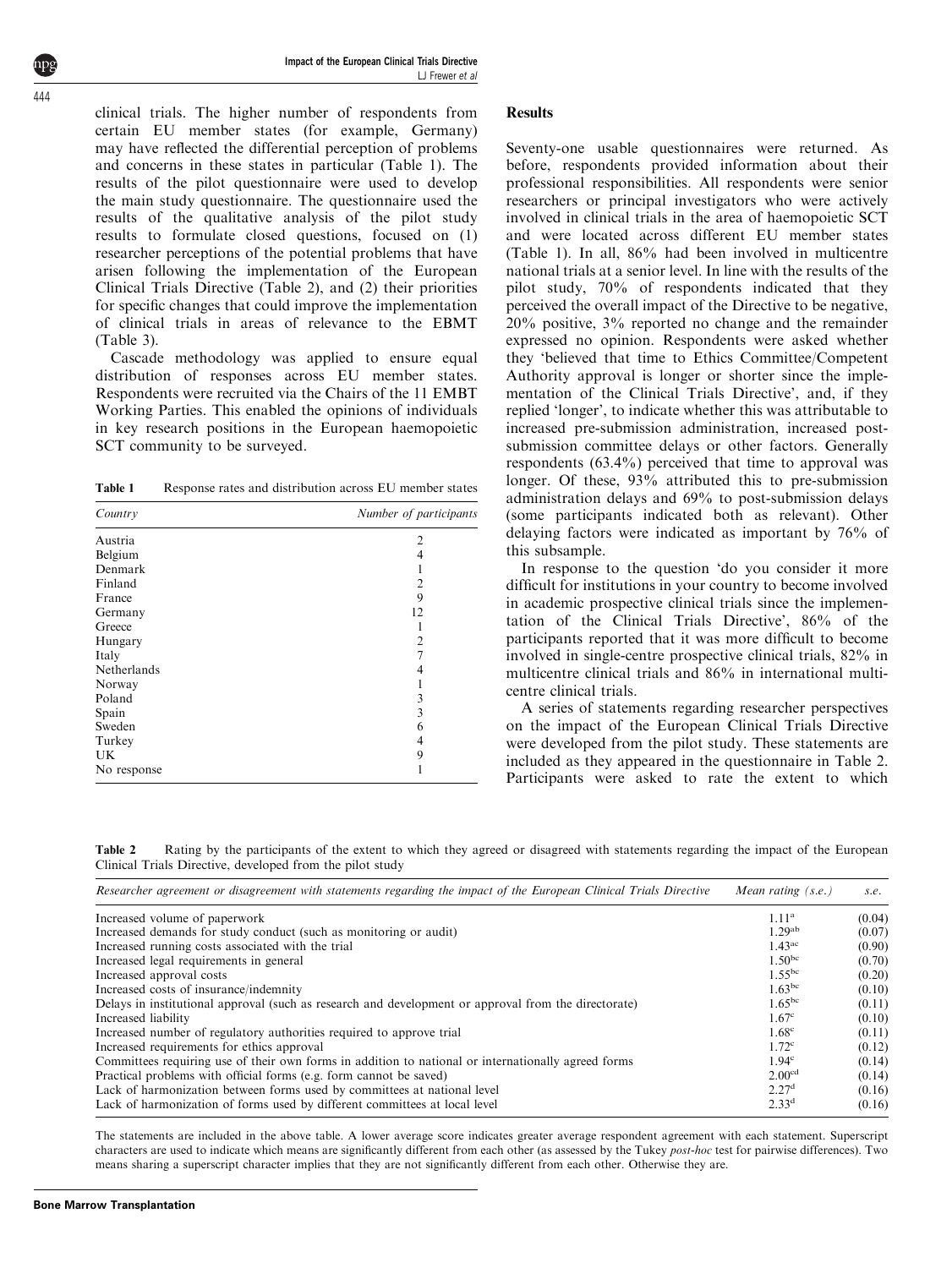clinical trials. The higher number of respondents from certain EU member states (for example, Germany) may have reflected the differential perception of problems and concerns in these states in particular (Table 1). The results of the pilot questionnaire were used to develop the main study questionnaire. The questionnaire used the results of the qualitative analysis of the pilot study results to formulate closed questions, focused on (1) researcher perceptions of the potential problems that have arisen following the implementation of the European Clinical Trials Directive (Table 2), and (2) their priorities for specific changes that could improve the implementation of clinical trials in areas of relevance to the EBMT (Table 3).

Cascade methodology was applied to ensure equal distribution of responses across EU member states. Respondents were recruited via the Chairs of the 11 EMBT Working Parties. This enabled the opinions of individuals in key research positions in the European haemopoietic SCT community to be surveyed.

**Table 1** Response rates and distribution across EU member states

| Country | Number of participants |
|---|---|
| Austria | 2 |
| Belgium | 4 |
| Denmark | 1 |
| Finland | 2 |
| France | 9 |
| Germany | 12 |
| Greece | 1 |
| Hungary | 2 |
| Italy | 7 |
| Netherlands | 4 |
| Norway | 1 |
| Poland | 3 |
| Spain | 3 |
| Sweden | 6 |
| Turkey | 4 |
| UK | 9 |
| No response | 1 |

## Results

Seventy-one usable questionnaires were returned. As before, respondents provided information about their professional responsibilities. All respondents were senior researchers or principal investigators who were actively involved in clinical trials in the area of haemopoietic SCT and were located across different EU member states (Table 1). In all, 86% had been involved in multicentre national trials at a senior level. In line with the results of the pilot study, 70% of respondents indicated that they perceived the overall impact of the Directive to be negative, 20% positive, 3% reported no change and the remainder expressed no opinion. Respondents were asked whether they 'believed that time to Ethics Committee/Competent Authority approval is longer or shorter since the implementation of the Clinical Trials Directive', and, if they replied 'longer', to indicate whether this was attributable to increased pre-submission administration, increased post-submission committee delays or other factors. Generally respondents (63.4%) perceived that time to approval was longer. Of these, 93% attributed this to pre-submission administration delays and 69% to post-submission delays (some participants indicated both as relevant). Other delaying factors were indicated as important by 76% of this subsample.

In response to the question 'do you consider it more difficult for institutions in your country to become involved in academic prospective clinical trials since the implementation of the Clinical Trials Directive', 86% of the participants reported that it was more difficult to become involved in single-centre prospective clinical trials, 82% in multicentre clinical trials and 86% in international multicentre clinical trials.

A series of statements regarding researcher perspectives on the impact of the European Clinical Trials Directive were developed from the pilot study. These statements are included as they appeared in the questionnaire in Table 2. Participants were asked to rate the extent to which

**Table 2** Rating by the participants of the extent to which they agreed or disagreed with statements regarding the impact of the European Clinical Trials Directive, developed from the pilot study

| Researcher agreement or disagreement with statements regarding the impact of the European Clinical Trials Directive | Mean rating (s.e.) | s.e. |
|---|---|---|
| Increased volume of paperwork | 1.11[a] | (0.04) |
| Increased demands for study conduct (such as monitoring or audit) | 1.29[ab] | (0.07) |
| Increased running costs associated with the trial | 1.43[ac] | (0.90) |
| Increased legal requirements in general | 1.50[bc] | (0.70) |
| Increased approval costs | 1.55[bc] | (0.20) |
| Increased costs of insurance/indemnity | 1.63[bc] | (0.10) |
| Delays in institutional approval (such as research and development or approval from the directorate) | 1.65[bc] | (0.11) |
| Increased liability | 1.67[c] | (0.10) |
| Increased number of regulatory authorities required to approve trial | 1.68[c] | (0.11) |
| Increased requirements for ethics approval | 1.72[c] | (0.12) |
| Committees requiring use of their own forms in addition to national or internationally agreed forms | 1.94[c] | (0.14) |
| Practical problems with official forms (e.g. form cannot be saved) | 2.00[cd] | (0.14) |
| Lack of harmonization between forms used by committees at national level | 2.27[d] | (0.16) |
| Lack of harmonization of forms used by different committees at local level | 2.33[d] | (0.16) |

The statements are included in the above table. A lower average score indicates greater average respondent agreement with each statement. Superscript characters are used to indicate which means are significantly different from each other (as assessed by the Tukey *post-hoc* test for pairwise differences). Two means sharing a superscript character implies that they are not significantly different from each other. Otherwise they are.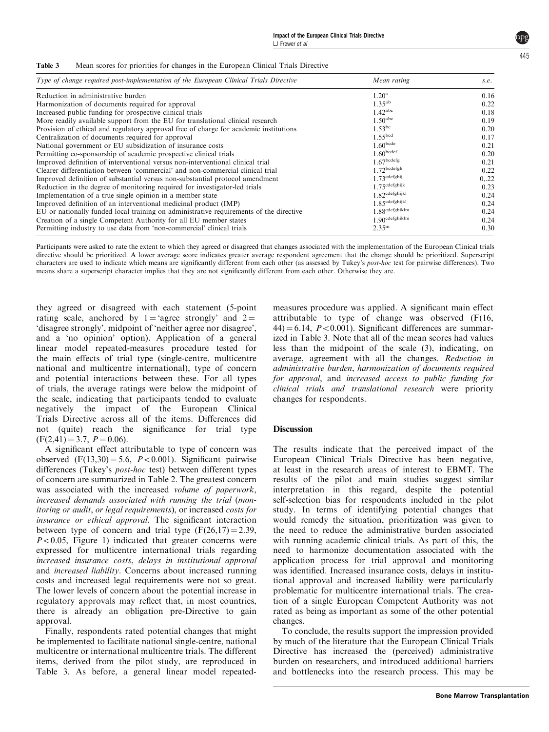**Table 3** Mean scores for priorities for changes in the European Clinical Trials Directive

| Type of change required post-implementation of the European Clinical Trials Directive | Mean rating | s.e. |
|---|---|---|
| Reduction in administrative burden | 1.20[a] | 0.16 |
| Harmonization of documents required for approval | 1.35[ab] | 0.22 |
| Increased public funding for prospective clinical trials | 1.42[abc] | 0.18 |
| More readily available support from the EU for translational clinical research | 1.50[abc] | 0.19 |
| Provision of ethical and regulatory approval free of charge for academic institutions | 1.53[bc] | 0.20 |
| Centralization of documents required for approval | 1.55[bcd] | 0.17 |
| National government or EU subsidization of insurance costs | 1.60[bcde] | 0.21 |
| Permitting co-sponsorship of academic prospective clinical trials | 1.60[bcdef] | 0.20 |
| Improved definition of interventional versus non-interventional clinical trial | 1.67[bcdefg] | 0.21 |
| Clearer differentiation between 'commercial' and non-commercial clinical trial | 1.72[bcdefgh] | 0.22 |
| Improved definition of substantial versus non-substantial protocol amendment | 1.73[cdefghij] | 0,.22 |
| Reduction in the degree of monitoring required for investigator-led trials | 1.75[cdefghijk] | 0.23 |
| Implementation of a true single opinion in a member state | 1.82[cdefghijkl] | 0.24 |
| Improved definition of an interventional medicinal product (IMP) | 1.85[cdefghijkl] | 0.24 |
| EU or nationally funded local training on administrative requirements of the directive | 1.88[cdefghiklm] | 0.24 |
| Creation of a single Competent Authority for all EU member states | 1.90[cdefghiklm] | 0.24 |
| Permitting industry to use data from 'non-commercial' clinical trials | 2.35[m] | 0.30 |

Participants were asked to rate the extent to which they agreed or disagreed that changes associated with the implementation of the European Clinical trials directive should be prioritized. A lower average score indicates greater average respondent agreement that the change should be prioritized. Superscript characters are used to indicate which means are significantly different from each other (as assessed by Tukey's *post-hoc* test for pairwise differences). Two means share a superscript character implies that they are not significantly different from each other. Otherwise they are.

they agreed or disagreed with each statement (5-point rating scale, anchored by 1 = 'agree strongly' and 2 = 'disagree strongly', midpoint of 'neither agree nor disagree', and a 'no opinion' option). Application of a general linear model repeated-measures procedure tested for the main effects of trial type (single-centre, multicentre national and multicentre international), type of concern and potential interactions between these. For all types of trials, the average ratings were below the midpoint of the scale, indicating that participants tended to evaluate negatively the impact of the European Clinical Trials Directive across all of the items. Differences did not (quite) reach the significance for trial type ($F(2,41) = 3.7$, $P = 0.06$).

A significant effect attributable to type of concern was observed ($F(13,30) = 5.6$, $P < 0.001$). Significant pairwise differences (Tukey's *post-hoc* test) between different types of concern are summarized in Table 2. The greatest concern was associated with the increased *volume of paperwork*, *increased demands associated with running the trial* (*monitoring or audit*, *or legal requirements*), or increased *costs for insurance or ethical approval*. The significant interaction between type of concern and trial type ($F(26,17) = 2.39$, $P < 0.05$, Figure 1) indicated that greater concerns were expressed for multicentre international trials regarding *increased insurance costs*, *delays in institutional approval* and *increased liability*. Concerns about increased running costs and increased legal requirements were not so great. The lower levels of concern about the potential increase in regulatory approvals may reflect that, in most countries, there is already an obligation pre-Directive to gain approval.

Finally, respondents rated potential changes that might be implemented to facilitate national single-centre, national multicentre or international multicentre trials. The different items, derived from the pilot study, are reproduced in Table 3. As before, a general linear model repeated-measures procedure was applied. A significant main effect attributable to type of change was observed ($F(16, 44) = 6.14$, $P < 0.001$). Significant differences are summarized in Table 3. Note that all of the mean scores had values less than the midpoint of the scale (3), indicating, on average, agreement with all the changes. *Reduction in administrative burden*, *harmonization of documents required for approval*, and *increased access to public funding for clinical trials and translational research* were priority changes for respondents.

## Discussion

The results indicate that the perceived impact of the European Clinical Trials Directive has been negative, at least in the research areas of interest to EBMT. The results of the pilot and main studies suggest similar interpretation in this regard, despite the potential self-selection bias for respondents included in the pilot study. In terms of identifying potential changes that would remedy the situation, prioritization was given to the need to reduce the administrative burden associated with running academic clinical trials. As part of this, the need to harmonize documentation associated with the application process for trial approval and monitoring was identified. Increased insurance costs, delays in institutional approval and increased liability were particularly problematic for multicentre international trials. The creation of a single European Competent Authority was not rated as being as important as some of the other potential changes.

To conclude, the results support the impression provided by much of the literature that the European Clinical Trials Directive has increased the (perceived) administrative burden on researchers, and introduced additional barriers and bottlenecks into the research process. This may be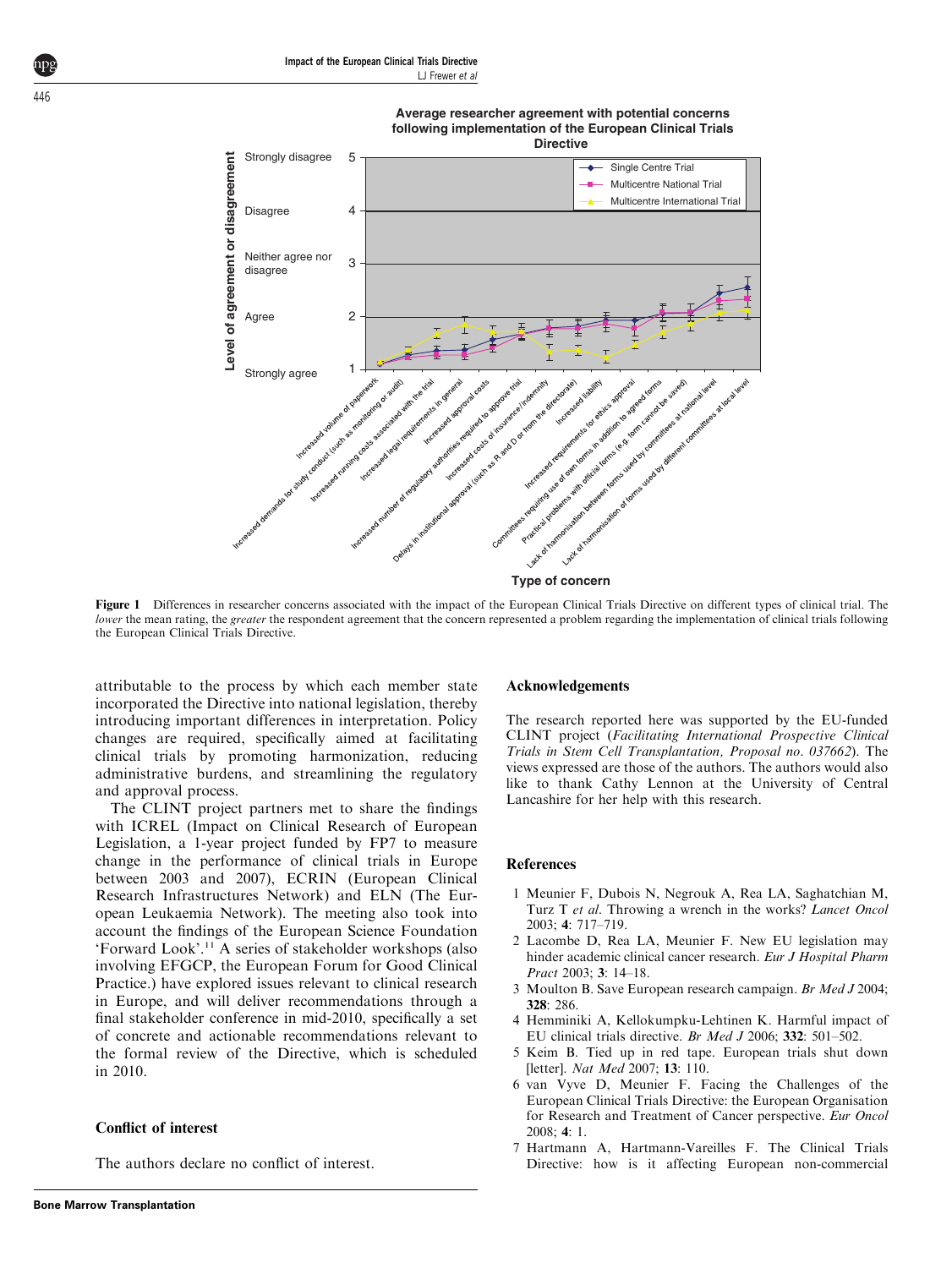**Figure 1** Differences in researcher concerns associated with the impact of the European Clinical Trials Directive on different types of clinical trial. The *lower* the mean rating, the *greater* the respondent agreement that the concern represented a problem regarding the implementation of clinical trials following the European Clinical Trials Directive.

attributable to the process by which each member state incorporated the Directive into national legislation, thereby introducing important differences in interpretation. Policy changes are required, specifically aimed at facilitating clinical trials by promoting harmonization, reducing administrative burdens, and streamlining the regulatory and approval process.

The CLINT project partners met to share the findings with ICREL (Impact on Clinical Research of European Legislation, a 1-year project funded by FP7 to measure change in the performance of clinical trials in Europe between 2003 and 2007), ECRIN (European Clinical Research Infrastructures Network) and ELN (The European Leukaemia Network). The meeting also took into account the findings of the European Science Foundation 'Forward Look'.[11] A series of stakeholder workshops (also involving EFGCP, the European Forum for Good Clinical Practice.) have explored issues relevant to clinical research in Europe, and will deliver recommendations through a final stakeholder conference in mid-2010, specifically a set of concrete and actionable recommendations relevant to the formal review of the Directive, which is scheduled in 2010.

## Conflict of interest

The authors declare no conflict of interest.

## Acknowledgements

The research reported here was supported by the EU-funded CLINT project (*Facilitating International Prospective Clinical Trials in Stem Cell Transplantation, Proposal no. 037662*). The views expressed are those of the authors. The authors would also like to thank Cathy Lennon at the University of Central Lancashire for her help with this research.

## References

1. Meunier F, Dubois N, Negrouk A, Rea LA, Saghatchian M, Turz T *et al*. Throwing a wrench in the works? *Lancet Oncol* 2003; **4**: 717–719.
2. Lacombe D, Rea LA, Meunier F. New EU legislation may hinder academic clinical cancer research. *Eur J Hospital Pharm Pract* 2003; **3**: 14–18.
3. Moulton B. Save European research campaign. *Br Med J* 2004; **328**: 286.
4. Hemminiki A, Kellokumpku-Lehtinen K. Harmful impact of EU clinical trials directive. *Br Med J* 2006; **332**: 501–502.
5. Keim B. Tied up in red tape. European trials shut down [letter]. *Nat Med* 2007; **13**: 110.
6. van Vyve D, Meunier F. Facing the Challenges of the European Clinical Trials Directive: the European Organisation for Research and Treatment of Cancer perspective. *Eur Oncol* 2008; **4**: 1.
7. Hartmann A, Hartmann-Vareilles F. The Clinical Trials Directive: how is it affecting European non-commercial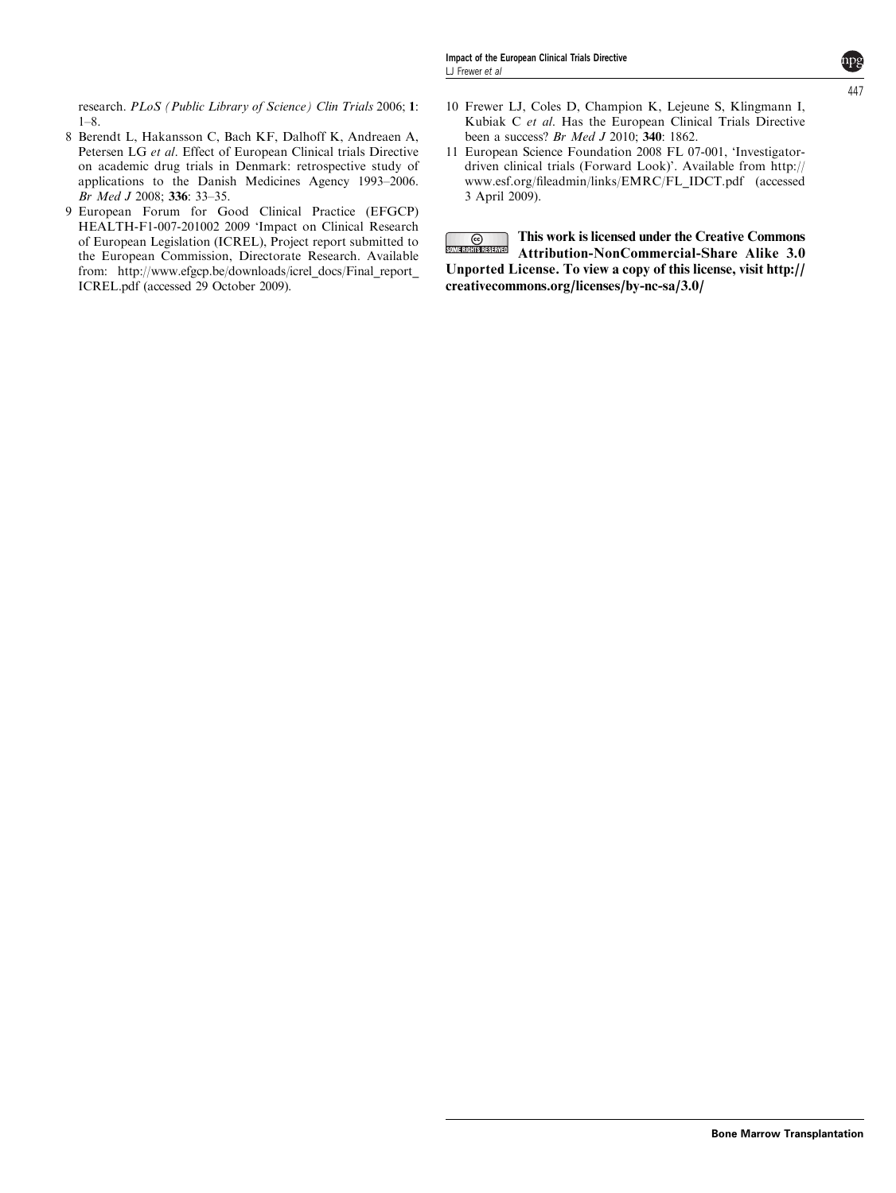research. *PLoS (Public Library of Science) Clin Trials* 2006; **1**: 1–8.

8 Berendt L, Hakansson C, Bach KF, Dalhoff K, Andreaen A, Petersen LG *et al*. Effect of European Clinical trials Directive on academic drug trials in Denmark: retrospective study of applications to the Danish Medicines Agency 1993–2006. *Br Med J* 2008; **336**: 33–35.

9 European Forum for Good Clinical Practice (EFGCP) HEALTH-F1-007-201002 2009 'Impact on Clinical Research of European Legislation (ICREL), Project report submitted to the European Commission, Directorate Research. Available from: http://www.efgcp.be/downloads/icrel_docs/Final_report_ICREL.pdf (accessed 29 October 2009).

10 Frewer LJ, Coles D, Champion K, Lejeune S, Klingmann I, Kubiak C *et al*. Has the European Clinical Trials Directive been a success? *Br Med J* 2010; **340**: 1862.

11 European Science Foundation 2008 FL 07-001, 'Investigator-driven clinical trials (Forward Look)'. Available from http://www.esf.org/fileadmin/links/EMRC/FL_IDCT.pdf (accessed 3 April 2009).

**This work is licensed under the Creative Commons Attribution-NonCommercial-Share Alike 3.0 Unported License. To view a copy of this license, visit http://creativecommons.org/licenses/by-nc-sa/3.0/**